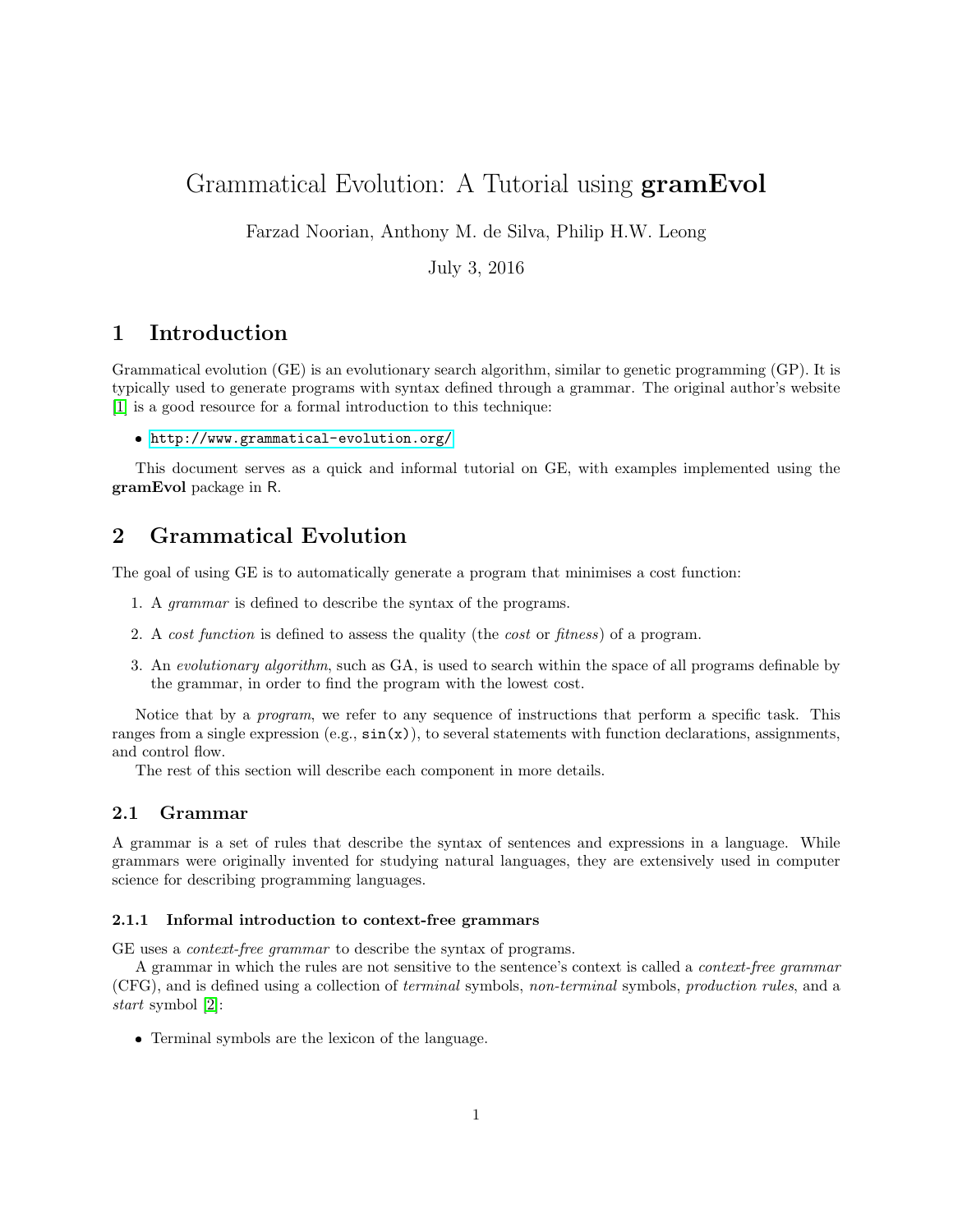# Grammatical Evolution: A Tutorial using **gramEvol**

Farzad Noorian, Anthony M. de Silva, Philip H.W. Leong

July 3, 2016

## 1 Introduction

Grammatical evolution (GE) is an evolutionary search algorithm, similar to genetic programming (GP). It is typically used to generate programs with syntax defined through a grammar. The original author's website [1] is a good resource for a formal introduction to this technique:

- http://www.grammatical-evolution.org/

This document serves as a quick and informal tutorial on GE, with examples implemented using the **gramEvol** package in R.

## 2 Grammatical Evolution

The goal of using GE is to automatically generate a program that minimises a cost function:

1. A *grammar* is defined to describe the syntax of the programs.
2. A *cost function* is defined to assess the quality (the *cost* or *fitness*) of a program.
3. An *evolutionary algorithm*, such as GA, is used to search within the space of all programs definable by the grammar, in order to find the program with the lowest cost.

Notice that by a *program*, we refer to any sequence of instructions that perform a specific task. This ranges from a single expression (e.g., `sin(x)`), to several statements with function declarations, assignments, and control flow.

The rest of this section will describe each component in more details.

### 2.1 Grammar

A grammar is a set of rules that describe the syntax of sentences and expressions in a language. While grammars were originally invented for studying natural languages, they are extensively used in computer science for describing programming languages.

#### 2.1.1 Informal introduction to context-free grammars

GE uses a *context-free grammar* to describe the syntax of programs.

A grammar in which the rules are not sensitive to the sentence's context is called a *context-free grammar* (CFG), and is defined using a collection of *terminal* symbols, *non-terminal* symbols, *production rules*, and a *start* symbol [2]:

- Terminal symbols are the lexicon of the language.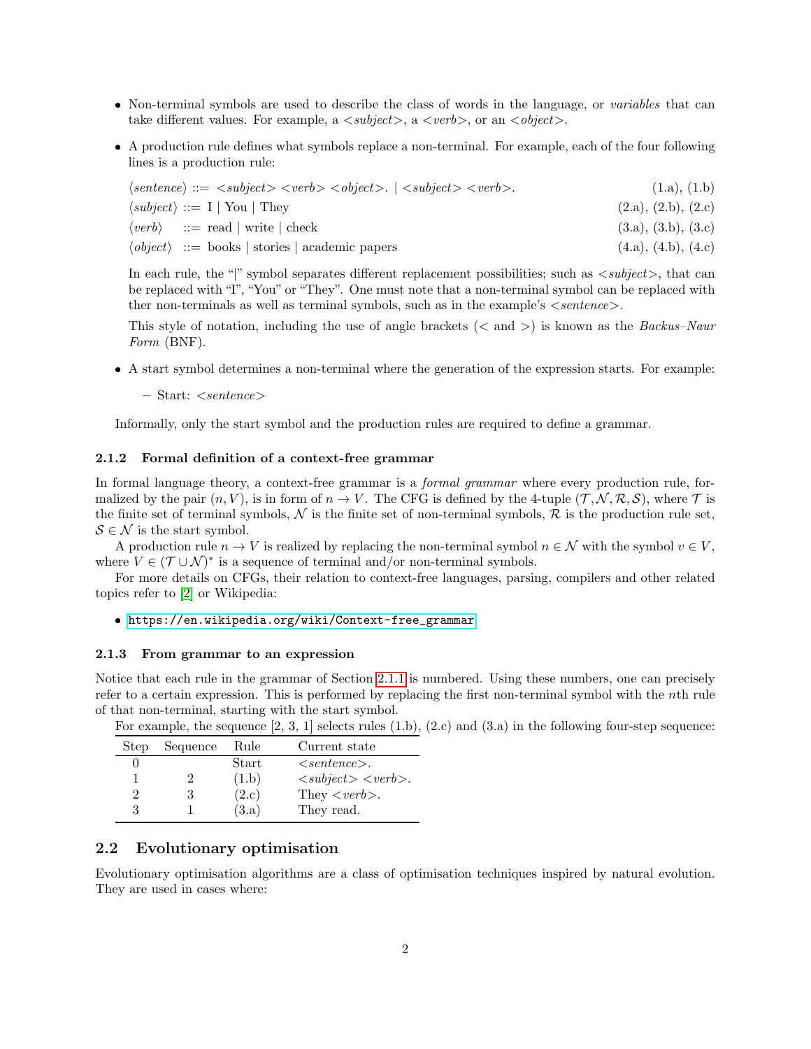- Non-terminal symbols are used to describe the class of words in the language, or *variables* that can take different values. For example, a <*subject*>, a <*verb*>, or an <*object*>.
- A production rule defines what symbols replace a non-terminal. For example, each of the four following lines is a production rule:

  ⟨*sentence*⟩ ::= <*subject*> <*verb*> <*object*>. | <*subject*> <*verb*>. (1.a), (1.b)

  ⟨*subject*⟩ ::= I | You | They (2.a), (2.b), (2.c)

  ⟨*verb*⟩ ::= read | write | check (3.a), (3.b), (3.c)

  ⟨*object*⟩ ::= books | stories | academic papers (4.a), (4.b), (4.c)

  In each rule, the "|" symbol separates different replacement possibilities; such as <*subject*>, that can be replaced with "I", "You" or "They". One must note that a non-terminal symbol can be replaced with ther non-terminals as well as terminal symbols, such as in the example's <*sentence*>.

  This style of notation, including the use of angle brackets (< and >) is known as the *Backus–Naur Form* (BNF).

- A start symbol determines a non-terminal where the generation of the expression starts. For example:
  - Start: <*sentence*>

Informally, only the start symbol and the production rules are required to define a grammar.

### 2.1.2 Formal definition of a context-free grammar

In formal language theory, a context-free grammar is a *formal grammar* where every production rule, formalized by the pair $(n, V)$, is in form of $n \rightarrow V$. The CFG is defined by the 4-tuple $(\mathcal{T}, \mathcal{N}, \mathcal{R}, \mathcal{S})$, where $\mathcal{T}$ is the finite set of terminal symbols, $\mathcal{N}$ is the finite set of non-terminal symbols, $\mathcal{R}$ is the production rule set, $\mathcal{S} \in \mathcal{N}$ is the start symbol.

A production rule $n \rightarrow V$ is realized by replacing the non-terminal symbol $n \in \mathcal{N}$ with the symbol $v \in V$, where $V \in (\mathcal{T} \cup \mathcal{N})^*$ is a sequence of terminal and/or non-terminal symbols.

For more details on CFGs, their relation to context-free languages, parsing, compilers and other related topics refer to [2] or Wikipedia:

- https://en.wikipedia.org/wiki/Context-free_grammar

### 2.1.3 From grammar to an expression

Notice that each rule in the grammar of Section 2.1.1 is numbered. Using these numbers, one can precisely refer to a certain expression. This is performed by replacing the first non-terminal symbol with the $n$th rule of that non-terminal, starting with the start symbol.

For example, the sequence [2, 3, 1] selects rules (1.b), (2.c) and (3.a) in the following four-step sequence:

| Step | Sequence | Rule | Current state |
|---|---|---|---|
| 0 | | Start | <*sentence*>. |
| 1 | 2 | (1.b) | <*subject*> <*verb*>. |
| 2 | 3 | (2.c) | They <*verb*>. |
| 3 | 1 | (3.a) | They read. |

## 2.2 Evolutionary optimisation

Evolutionary optimisation algorithms are a class of optimisation techniques inspired by natural evolution. They are used in cases where: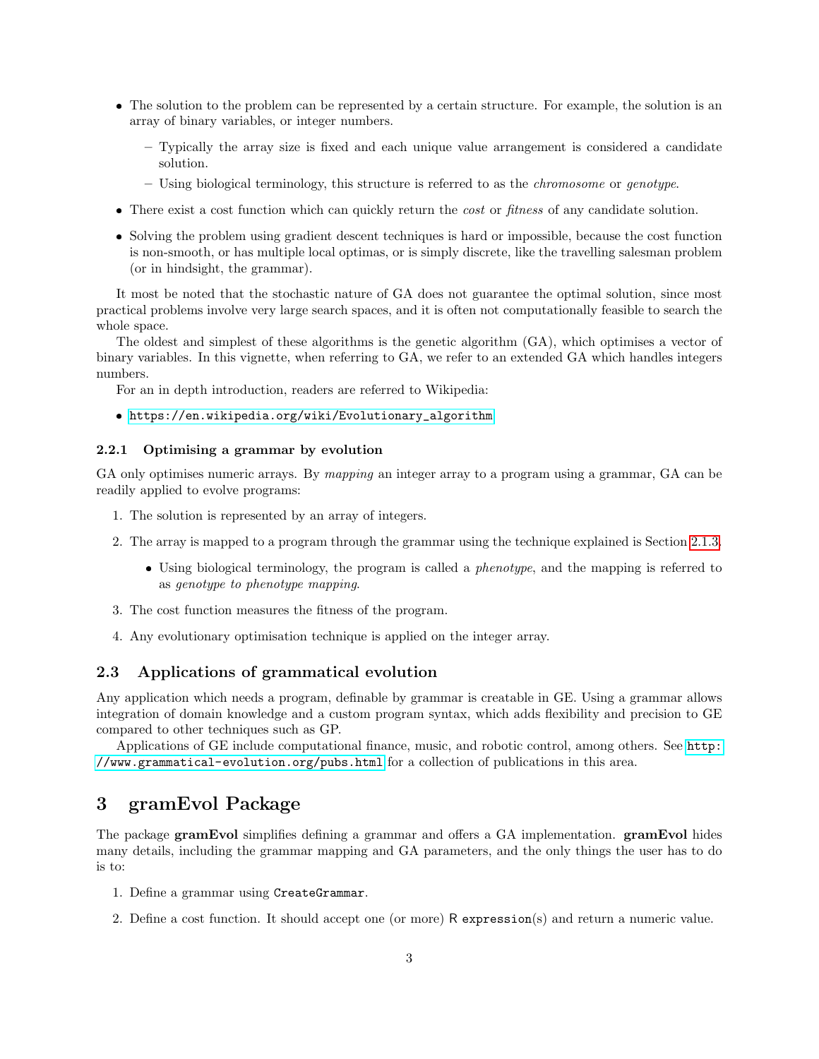- The solution to the problem can be represented by a certain structure. For example, the solution is an array of binary variables, or integer numbers.
  - Typically the array size is fixed and each unique value arrangement is considered a candidate solution.
  - Using biological terminology, this structure is referred to as the *chromosome* or *genotype*.
- There exist a cost function which can quickly return the *cost* or *fitness* of any candidate solution.
- Solving the problem using gradient descent techniques is hard or impossible, because the cost function is non-smooth, or has multiple local optimas, or is simply discrete, like the travelling salesman problem (or in hindsight, the grammar).

It most be noted that the stochastic nature of GA does not guarantee the optimal solution, since most practical problems involve very large search spaces, and it is often not computationally feasible to search the whole space.

The oldest and simplest of these algorithms is the genetic algorithm (GA), which optimises a vector of binary variables. In this vignette, when referring to GA, we refer to an extended GA which handles integers numbers.

For an in depth introduction, readers are referred to Wikipedia:

- https://en.wikipedia.org/wiki/Evolutionary_algorithm

#### 2.2.1 Optimising a grammar by evolution

GA only optimises numeric arrays. By *mapping* an integer array to a program using a grammar, GA can be readily applied to evolve programs:

1. The solution is represented by an array of integers.
2. The array is mapped to a program through the grammar using the technique explained is Section 2.1.3.
   - Using biological terminology, the program is called a *phenotype*, and the mapping is referred to as *genotype to phenotype mapping*.
3. The cost function measures the fitness of the program.
4. Any evolutionary optimisation technique is applied on the integer array.

### 2.3 Applications of grammatical evolution

Any application which needs a program, definable by grammar is creatable in GE. Using a grammar allows integration of domain knowledge and a custom program syntax, which adds flexibility and precision to GE compared to other techniques such as GP.

Applications of GE include computational finance, music, and robotic control, among others. See http://www.grammatical-evolution.org/pubs.html for a collection of publications in this area.

## 3 gramEvol Package

The package **gramEvol** simplifies defining a grammar and offers a GA implementation. **gramEvol** hides many details, including the grammar mapping and GA parameters, and the only things the user has to do is to:

1. Define a grammar using `CreateGrammar`.
2. Define a cost function. It should accept one (or more) R `expression`(s) and return a numeric value.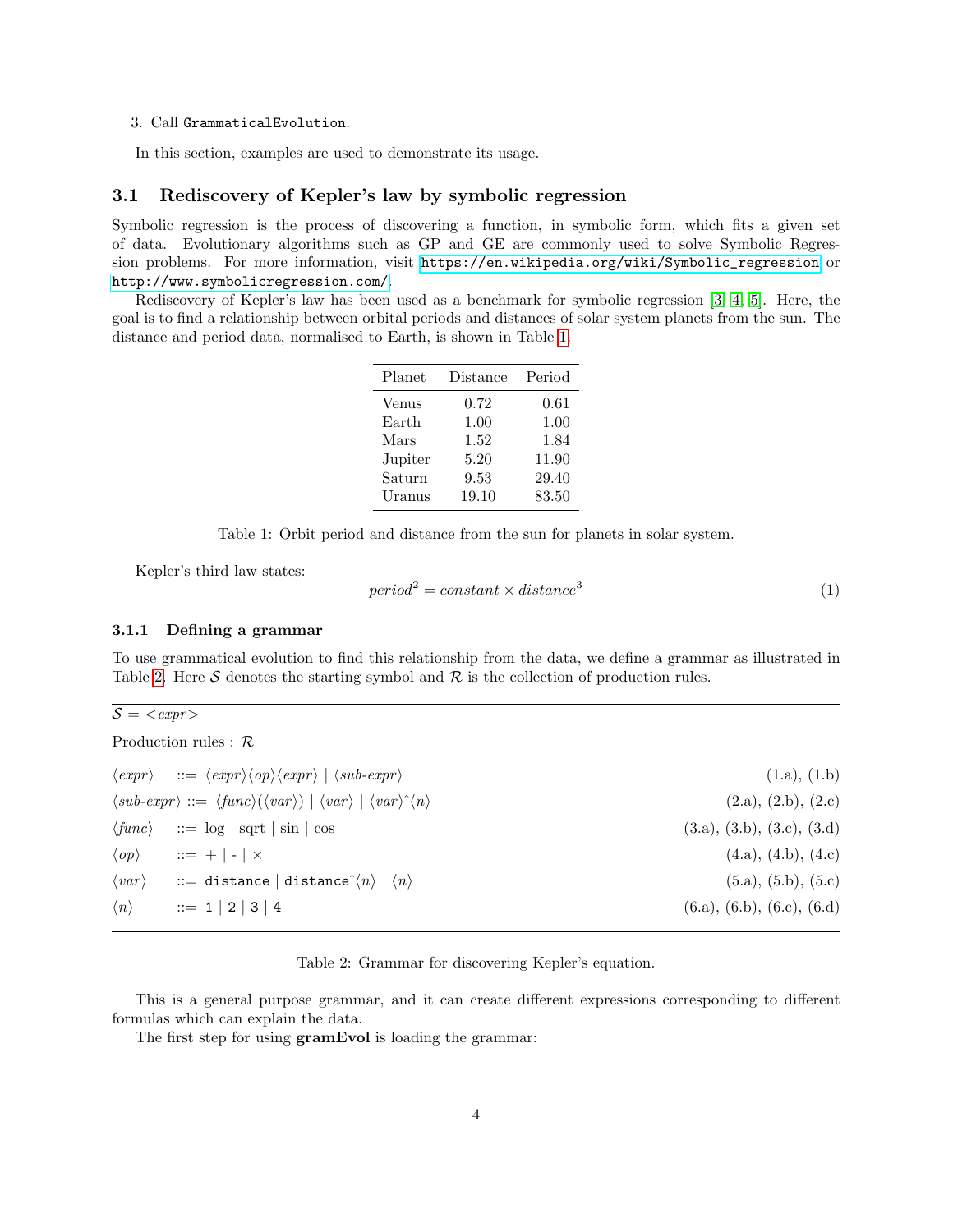3. Call `GrammaticalEvolution`.

In this section, examples are used to demonstrate its usage.

## 3.1 Rediscovery of Kepler's law by symbolic regression

Symbolic regression is the process of discovering a function, in symbolic form, which fits a given set of data. Evolutionary algorithms such as GP and GE are commonly used to solve Symbolic Regression problems. For more information, visit `https://en.wikipedia.org/wiki/Symbolic_regression` or `http://www.symbolicregression.com/`.

Rediscovery of Kepler's law has been used as a benchmark for symbolic regression [3, 4, 5]. Here, the goal is to find a relationship between orbital periods and distances of solar system planets from the sun. The distance and period data, normalised to Earth, is shown in Table 1.

| Planet | Distance | Period |
|---|---|---|
| Venus | 0.72 | 0.61 |
| Earth | 1.00 | 1.00 |
| Mars | 1.52 | 1.84 |
| Jupiter | 5.20 | 11.90 |
| Saturn | 9.53 | 29.40 |
| Uranus | 19.10 | 83.50 |

Table 1: Orbit period and distance from the sun for planets in solar system.

Kepler's third law states:

$$period^2 = constant \times distance^3 \tag{1}$$

### 3.1.1 Defining a grammar

To use grammatical evolution to find this relationship from the data, we define a grammar as illustrated in Table 2. Here $\mathcal{S}$ denotes the starting symbol and $\mathcal{R}$ is the collection of production rules.

$\mathcal{S}$ = <*expr*>

Production rules : $\mathcal{R}$

| | | | |
|---|---|---|---|
| ⟨*expr*⟩ | ::= | ⟨*expr*⟩⟨*op*⟩⟨*expr*⟩ \| ⟨*sub-expr*⟩ | (1.a), (1.b) |
| ⟨*sub-expr*⟩ | ::= | ⟨*func*⟩(⟨*var*⟩) \| ⟨*var*⟩ \| ⟨*var*⟩^⟨*n*⟩ | (2.a), (2.b), (2.c) |
| ⟨*func*⟩ | ::= | log \| sqrt \| sin \| cos | (3.a), (3.b), (3.c), (3.d) |
| ⟨*op*⟩ | ::= | + \| - \| × | (4.a), (4.b), (4.c) |
| ⟨*var*⟩ | ::= | `distance` \| `distance`^⟨*n*⟩ \| ⟨*n*⟩ | (5.a), (5.b), (5.c) |
| ⟨*n*⟩ | ::= | `1` \| `2` \| `3` \| `4` | (6.a), (6.b), (6.c), (6.d) |

Table 2: Grammar for discovering Kepler's equation.

This is a general purpose grammar, and it can create different expressions corresponding to different formulas which can explain the data.

The first step for using **gramEvol** is loading the grammar: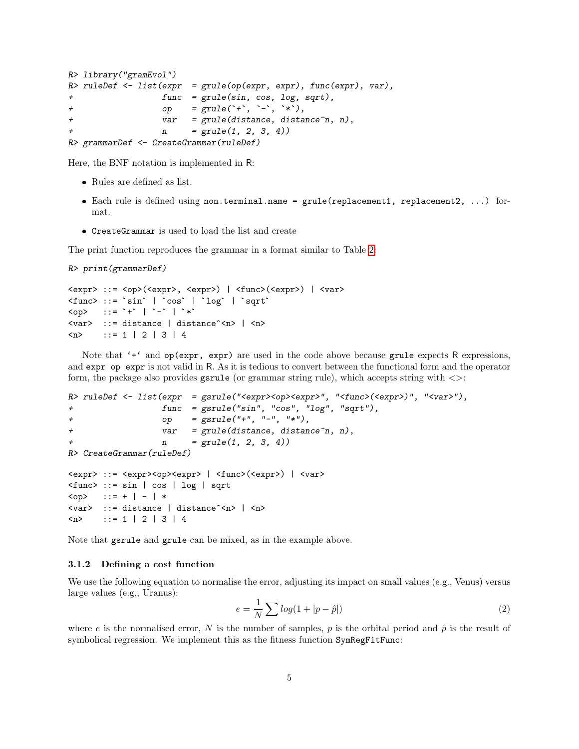```
R> library("gramEvol")
R> ruleDef <- list(expr  = grule(op(expr, expr), func(expr), var),
+                  func  = grule(sin, cos, log, sqrt),
+                  op    = grule(`+`, `-`, `*`),
+                  var   = grule(distance, distance^n, n),
+                  n     = grule(1, 2, 3, 4))
R> grammarDef <- CreateGrammar(ruleDef)
```

Here, the BNF notation is implemented in R:

- Rules are defined as list.
- Each rule is defined using `non.terminal.name = grule(replacement1, replacement2, ...)` format.
- `CreateGrammar` is used to load the list and create

The print function reproduces the grammar in a format similar to Table 2.

```
R> print(grammarDef)

<expr> ::= <op>(<expr>, <expr>) | <func>(<expr>) | <var>
<func> ::= `sin` | `cos` | `log` | `sqrt`
<op>   ::= `+` | `-` | `*`
<var>  ::= distance | distance^<n> | <n>
<n>    ::= 1 | 2 | 3 | 4
```

Note that '+' and `op(expr, expr)` are used in the code above because `grule` expects R expressions, and `expr op expr` is not valid in R. As it is tedious to convert between the functional form and the operator form, the package also provides `gsrule` (or grammar string rule), which accepts string with <>:

```
R> ruleDef <- list(expr  = gsrule("<expr><op><expr>", "<func>(<expr>)", "<var>"),
+                  func  = gsrule("sin", "cos", "log", "sqrt"),
+                  op    = gsrule("+", "-", "*"),
+                  var   = grule(distance, distance^n, n),
+                  n     = grule(1, 2, 3, 4))
R> CreateGrammar(ruleDef)

<expr> ::= <expr><op><expr> | <func>(<expr>) | <var>
<func> ::= sin | cos | log | sqrt
<op>   ::= + | - | *
<var>  ::= distance | distance^<n> | <n>
<n>    ::= 1 | 2 | 3 | 4
```

Note that `gsrule` and `grule` can be mixed, as in the example above.

### 3.1.2 Defining a cost function

We use the following equation to normalise the error, adjusting its impact on small values (e.g., Venus) versus large values (e.g., Uranus):

$$e = \frac{1}{N} \sum log(1 + |p - \hat{p}|) \tag{2}$$

where $e$ is the normalised error, $N$ is the number of samples, $p$ is the orbital period and $\hat{p}$ is the result of symbolical regression. We implement this as the fitness function `SymRegFitFunc`: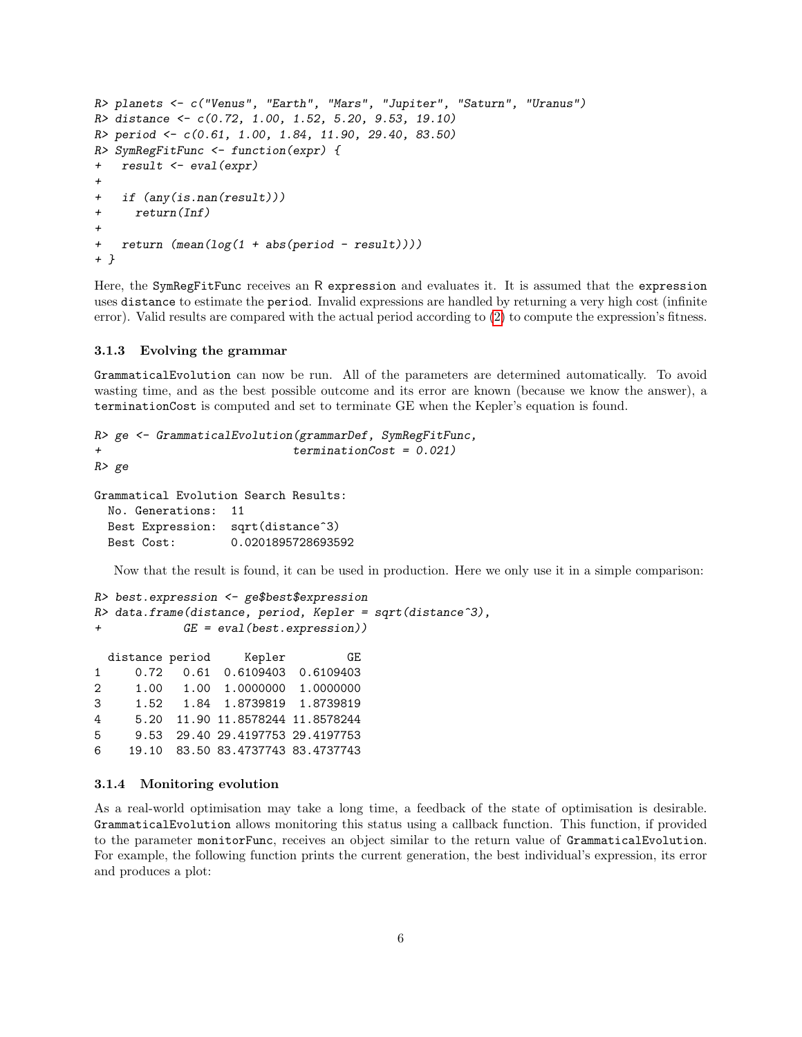```
R> planets <- c("Venus", "Earth", "Mars", "Jupiter", "Saturn", "Uranus")
R> distance <- c(0.72, 1.00, 1.52, 5.20, 9.53, 19.10)
R> period <- c(0.61, 1.00, 1.84, 11.90, 29.40, 83.50)
R> SymRegFitFunc <- function(expr) {
+   result <- eval(expr)
+
+   if (any(is.nan(result)))
+     return(Inf)
+
+   return (mean(log(1 + abs(period - result))))
+ }
```

Here, the `SymRegFitFunc` receives an R `expression` and evaluates it. It is assumed that the `expression` uses `distance` to estimate the `period`. Invalid expressions are handled by returning a very high cost (infinite error). Valid results are compared with the actual period according to (2) to compute the expression's fitness.

### 3.1.3 Evolving the grammar

`GrammaticalEvolution` can now be run. All of the parameters are determined automatically. To avoid wasting time, and as the best possible outcome and its error are known (because we know the answer), a `terminationCost` is computed and set to terminate GE when the Kepler's equation is found.

```
R> ge <- GrammaticalEvolution(grammarDef, SymRegFitFunc,
+                             terminationCost = 0.021)
R> ge

Grammatical Evolution Search Results:
  No. Generations:  11
  Best Expression:  sqrt(distance^3)
  Best Cost:        0.0201895728693592
```

Now that the result is found, it can be used in production. Here we only use it in a simple comparison:

```
R> best.expression <- ge$best$expression
R> data.frame(distance, period, Kepler = sqrt(distance^3),
+            GE = eval(best.expression))

  distance period     Kepler         GE
1     0.72   0.61  0.6109403  0.6109403
2     1.00   1.00  1.0000000  1.0000000
3     1.52   1.84  1.8739819  1.8739819
4     5.20  11.90 11.8578244 11.8578244
5     9.53  29.40 29.4197753 29.4197753
6    19.10  83.50 83.4737743 83.4737743
```

### 3.1.4 Monitoring evolution

As a real-world optimisation may take a long time, a feedback of the state of optimisation is desirable. `GrammaticalEvolution` allows monitoring this status using a callback function. This function, if provided to the parameter `monitorFunc`, receives an object similar to the return value of `GrammaticalEvolution`. For example, the following function prints the current generation, the best individual's expression, its error and produces a plot: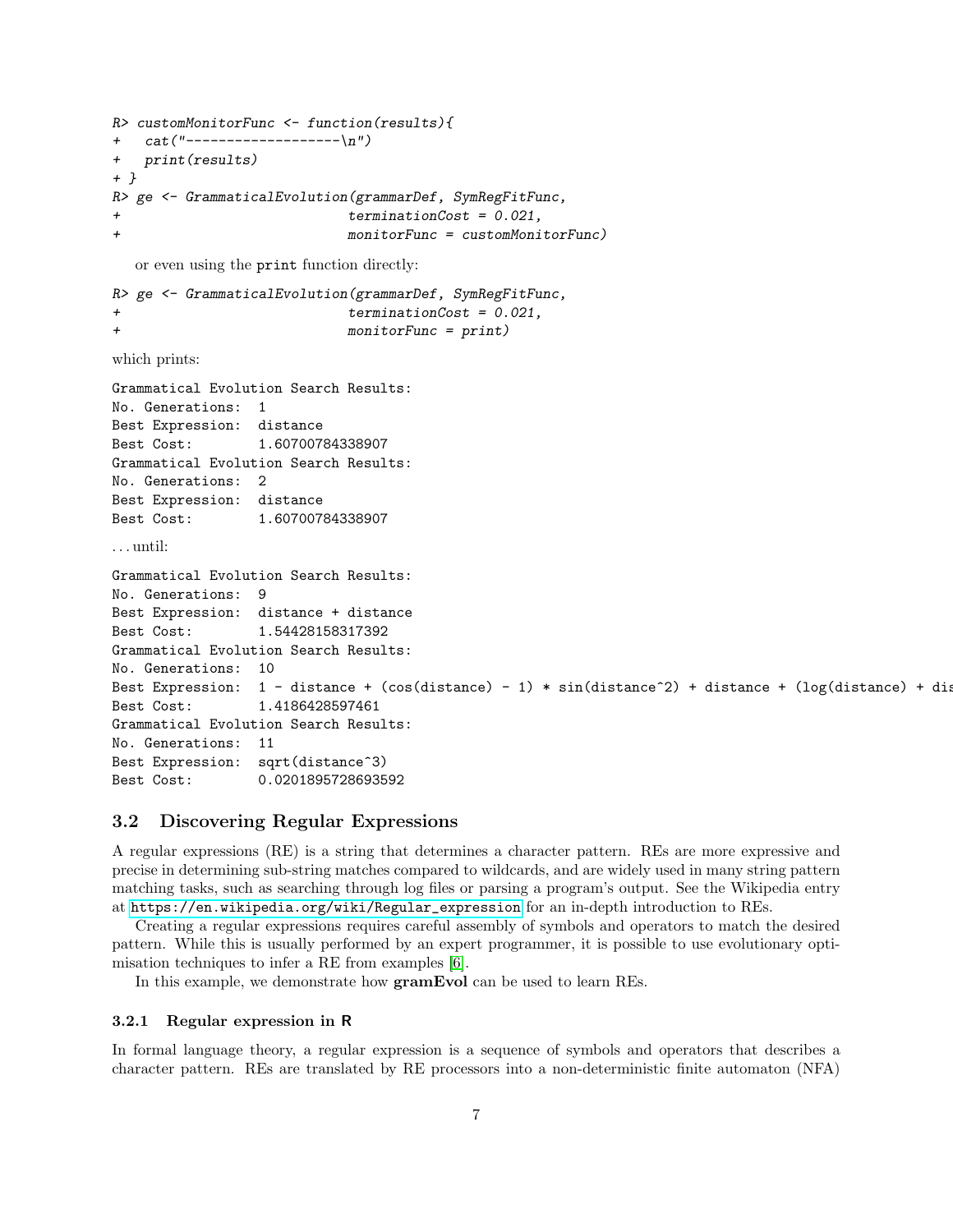```
R> customMonitorFunc <- function(results){
+   cat("-------------------\n")
+   print(results)
+ }
R> ge <- GrammaticalEvolution(grammarDef, SymRegFitFunc,
+                             terminationCost = 0.021,
+                             monitorFunc = customMonitorFunc)
```

or even using the `print` function directly:

```
R> ge <- GrammaticalEvolution(grammarDef, SymRegFitFunc,
+                             terminationCost = 0.021,
+                             monitorFunc = print)
```

which prints:

```
Grammatical Evolution Search Results:
No. Generations:  1
Best Expression:  distance
Best Cost:        1.60700784338907
Grammatical Evolution Search Results:
No. Generations:  2
Best Expression:  distance
Best Cost:        1.60700784338907
```

. . . until:

```
Grammatical Evolution Search Results:
No. Generations:  9
Best Expression:  distance + distance
Best Cost:        1.54428158317392
Grammatical Evolution Search Results:
No. Generations:  10
Best Expression:  1 - distance + (cos(distance) - 1) * sin(distance^2) + distance + (log(distance) + dis
Best Cost:        1.4186428597461
Grammatical Evolution Search Results:
No. Generations:  11
Best Expression:  sqrt(distance^3)
Best Cost:        0.0201895728693592
```

### 3.2 Discovering Regular Expressions

A regular expressions (RE) is a string that determines a character pattern. REs are more expressive and precise in determining sub-string matches compared to wildcards, and are widely used in many string pattern matching tasks, such as searching through log files or parsing a program's output. See the Wikipedia entry at https://en.wikipedia.org/wiki/Regular_expression for an in-depth introduction to REs.

Creating a regular expressions requires careful assembly of symbols and operators to match the desired pattern. While this is usually performed by an expert programmer, it is possible to use evolutionary optimisation techniques to infer a RE from examples [6].

In this example, we demonstrate how **gramEvol** can be used to learn REs.

#### 3.2.1 Regular expression in R

In formal language theory, a regular expression is a sequence of symbols and operators that describes a character pattern. REs are translated by RE processors into a non-deterministic finite automaton (NFA)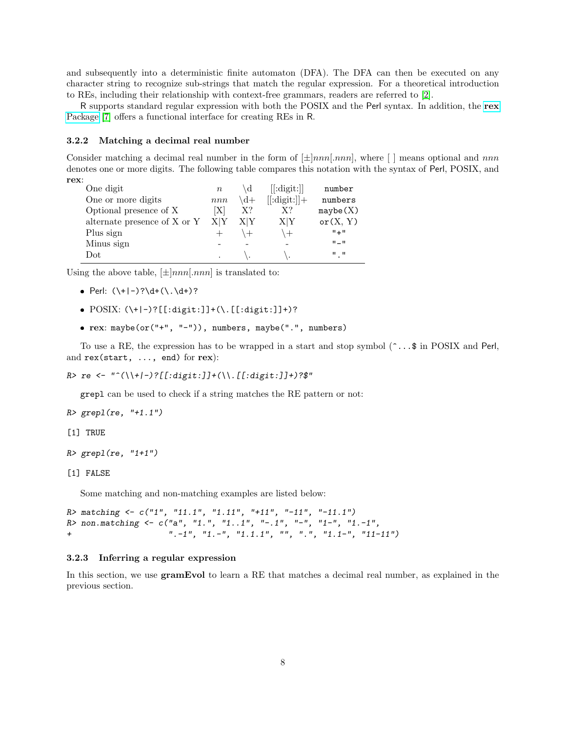and subsequently into a deterministic finite automaton (DFA). The DFA can then be executed on any character string to recognize sub-strings that match the regular expression. For a theoretical introduction to REs, including their relationship with context-free grammars, readers are referred to [2].

R supports standard regular expression with both the POSIX and the Perl syntax. In addition, the **rex** Package [7] offers a functional interface for creating REs in R.

### 3.2.2 Matching a decimal real number

Consider matching a decimal real number in the form of $[\pm]nnn[.nnn]$, where [ ] means optional and $nnn$ denotes one or more digits. The following table compares this notation with the syntax of Perl, POSIX, and **rex**:

| | | | | |
|---|---|---|---|---|
| One digit | $n$ | \d | [[:digit:]] | `number` |
| One or more digits | $nnn$ | \d+ | [[:digit:]]+ | `numbers` |
| Optional presence of X | [X] | X? | X? | `maybe(X)` |
| alternate presence of X or Y | X\|Y | X\|Y | X\|Y | `or(X, Y)` |
| Plus sign | + | \+ | \+ | `"+"` |
| Minus sign | - | - | - | `"-"` |
| Dot | . | \. | \. | `"."` |

Using the above table, $[\pm]nnn[.nnn]$ is translated to:

- Perl: `(\+|-)?\d+(\.\d+)?`
- POSIX: `(\+|-)?[[:digit:]]+(\.[[:digit:]]+)?`
- **rex**: `maybe(or("+", "-")), numbers, maybe(".", numbers)`

To use a RE, the expression has to be wrapped in a start and stop symbol (`^...$` in POSIX and Perl, and `rex(start, ..., end)` for **rex**):

```
R> re <- "^(\\+|-)?[[:digit:]]+(\\.[[:digit:]]+)?$"
```

`grepl` can be used to check if a string matches the RE pattern or not:

```
R> grepl(re, "+1.1")
```

```
[1] TRUE
```

```
R> grepl(re, "1+1")
```

```
[1] FALSE
```

Some matching and non-matching examples are listed below:

```
R> matching <- c("1", "11.1", "1.11", "+11", "-11", "-11.1")
R> non.matching <- c("a", "1.", "1..1", "-.1", "-", "1-", "1.-1",
+                    ".-1", "1.-", "1.1.1", "", ".", "1.1-", "11-11")
```

### 3.2.3 Inferring a regular expression

In this section, we use **gramEvol** to learn a RE that matches a decimal real number, as explained in the previous section.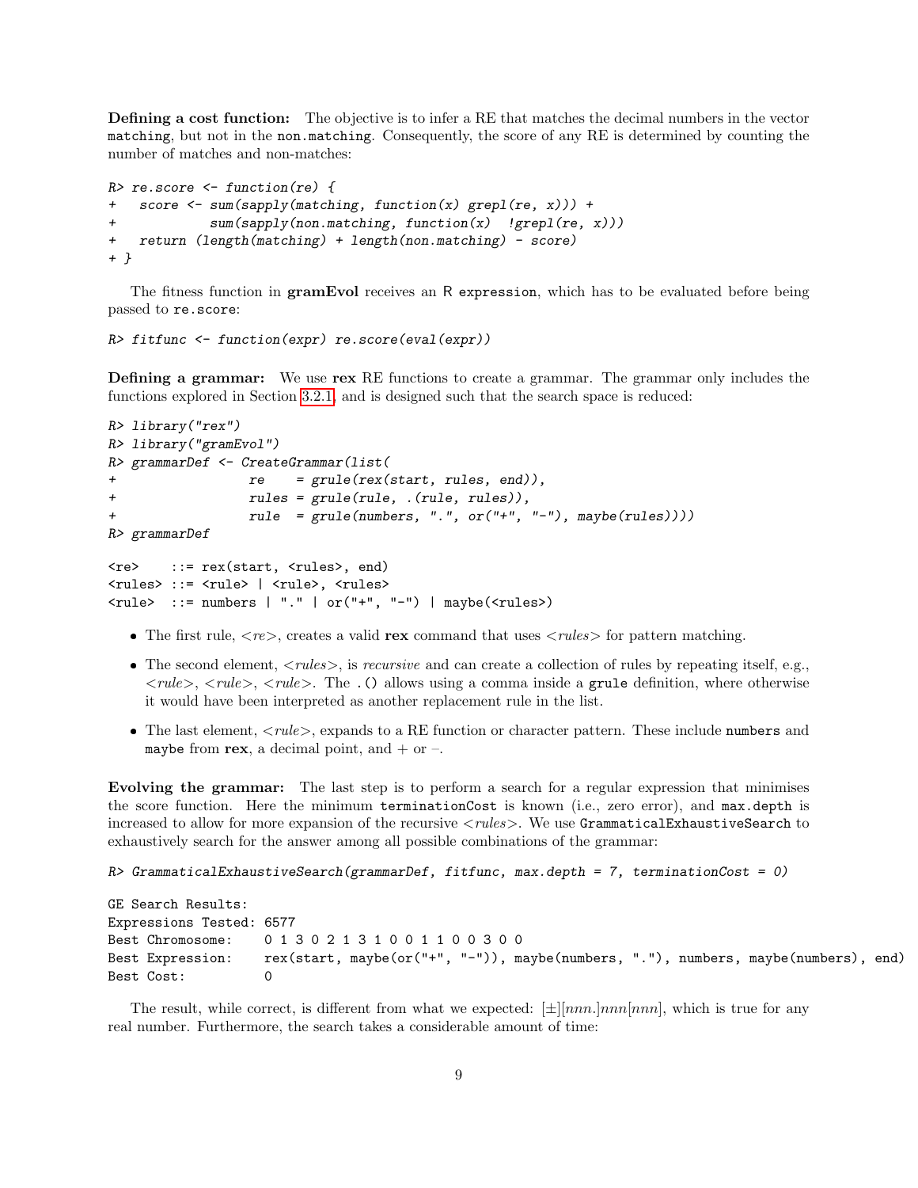**Defining a cost function:** The objective is to infer a RE that matches the decimal numbers in the vector `matching`, but not in the `non.matching`. Consequently, the score of any RE is determined by counting the number of matches and non-matches:

```
R> re.score <- function(re) {
+   score <- sum(sapply(matching, function(x) grepl(re, x))) +
+            sum(sapply(non.matching, function(x)  !grepl(re, x)))
+   return (length(matching) + length(non.matching) - score)
+ }
```

The fitness function in **gramEvol** receives an R `expression`, which has to be evaluated before being passed to `re.score`:

```
R> fitfunc <- function(expr) re.score(eval(expr))
```

**Defining a grammar:** We use **rex** RE functions to create a grammar. The grammar only includes the functions explored in Section 3.2.1, and is designed such that the search space is reduced:

```
R> library("rex")
R> library("gramEvol")
R> grammarDef <- CreateGrammar(list(
+                 re    = grule(rex(start, rules, end)),
+                 rules = grule(rule, .(rule, rules)),
+                 rule  = grule(numbers, ".", or("+", "-"), maybe(rules))))
R> grammarDef

<re>    ::= rex(start, <rules>, end)
<rules> ::= <rule> | <rule>, <rules>
<rule>  ::= numbers | "." | or("+", "-") | maybe(<rules>)
```

- The first rule, *<re>*, creates a valid **rex** command that uses *<rules>* for pattern matching.
- The second element, *<rules>*, is *recursive* and can create a collection of rules by repeating itself, e.g., *<rule>*, *<rule>*, *<rule>*. The `.()` allows using a comma inside a `grule` definition, where otherwise it would have been interpreted as another replacement rule in the list.
- The last element, *<rule>*, expands to a RE function or character pattern. These include `numbers` and `maybe` from **rex**, a decimal point, and + or –.

**Evolving the grammar:** The last step is to perform a search for a regular expression that minimises the score function. Here the minimum `terminationCost` is known (i.e., zero error), and `max.depth` is increased to allow for more expansion of the recursive *<rules>*. We use `GrammaticalExhaustiveSearch` to exhaustively search for the answer among all possible combinations of the grammar:

```
R> GrammaticalExhaustiveSearch(grammarDef, fitfunc, max.depth = 7, terminationCost = 0)

GE Search Results:
Expressions Tested: 6577
Best Chromosome:    0 1 3 0 2 1 3 1 0 0 1 1 0 0 3 0 0
Best Expression:    rex(start, maybe(or("+", "-")), maybe(numbers, "."), numbers, maybe(numbers), end)
Best Cost:          0
```

The result, while correct, is different from what we expected: $[\pm][nnn.]nnn[nnn]$, which is true for any real number. Furthermore, the search takes a considerable amount of time: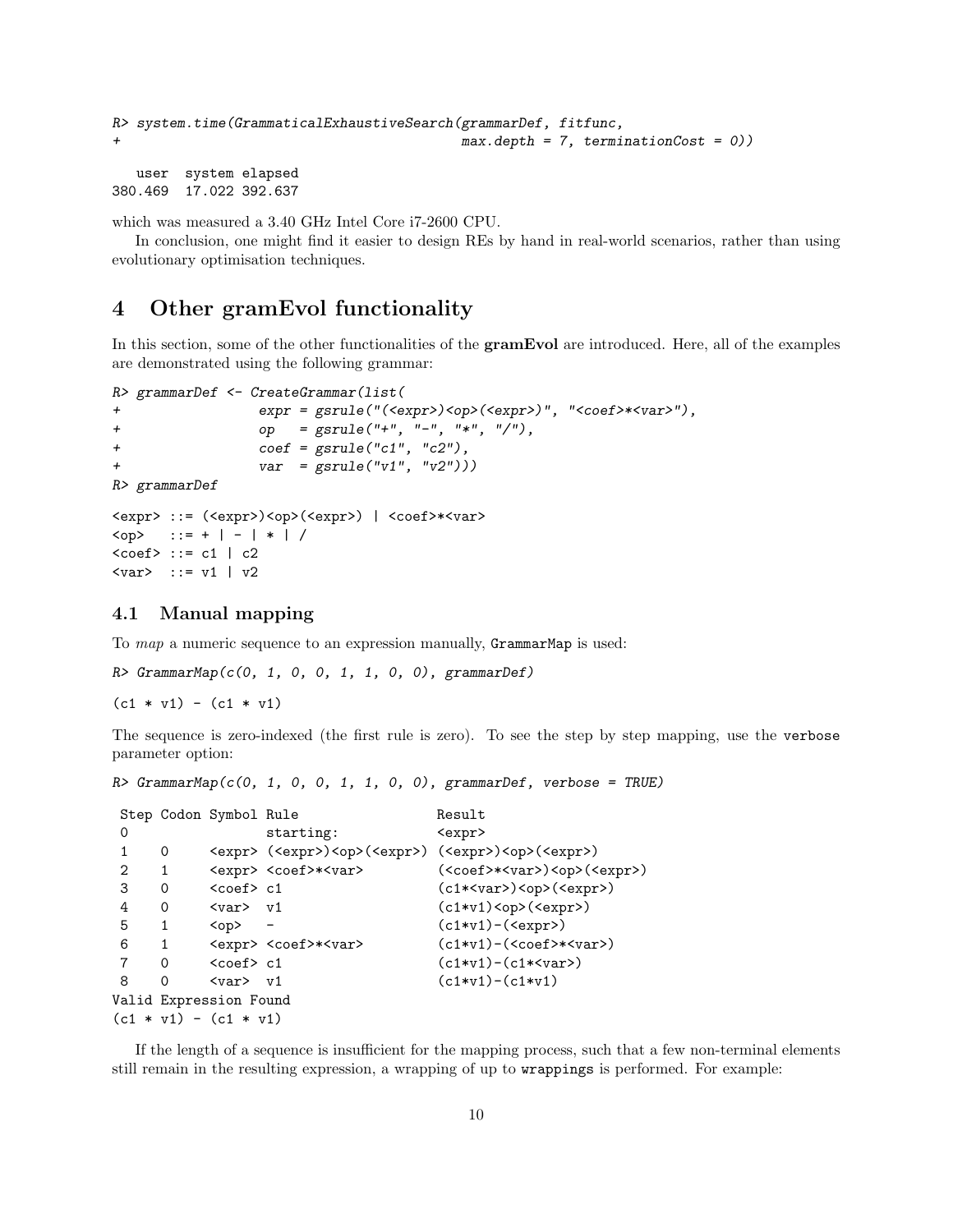```
R> system.time(GrammaticalExhaustiveSearch(grammarDef, fitfunc,
+                                          max.depth = 7, terminationCost = 0))

   user  system elapsed
380.469  17.022 392.637
```

which was measured a 3.40 GHz Intel Core i7-2600 CPU.

In conclusion, one might find it easier to design REs by hand in real-world scenarios, rather than using evolutionary optimisation techniques.

# 4 Other gramEvol functionality

In this section, some of the other functionalities of the **gramEvol** are introduced. Here, all of the examples are demonstrated using the following grammar:

```
R> grammarDef <- CreateGrammar(list(
+                expr = gsrule("(<expr>)<op>(<expr>)", "<coef>*<var>"),
+                op   = gsrule("+", "-", "*", "/"),
+                coef = gsrule("c1", "c2"),
+                var  = gsrule("v1", "v2")))
R> grammarDef

<expr> ::= (<expr>)<op>(<expr>) | <coef>*<var>
<op>   ::= + | - | * | /
<coef> ::= c1 | c2
<var>  ::= v1 | v2
```

## 4.1 Manual mapping

To *map* a numeric sequence to an expression manually, `GrammarMap` is used:

```
R> GrammarMap(c(0, 1, 0, 0, 1, 1, 0, 0), grammarDef)

(c1 * v1) - (c1 * v1)
```

The sequence is zero-indexed (the first rule is zero). To see the step by step mapping, use the `verbose` parameter option:

```
R> GrammarMap(c(0, 1, 0, 0, 1, 1, 0, 0), grammarDef, verbose = TRUE)

 Step Codon Symbol Rule                 Result
 0                 starting:            <expr>
 1    0     <expr> (<expr>)<op>(<expr>) (<expr>)<op>(<expr>)
 2    1     <expr> <coef>*<var>         (<coef>*<var>)<op>(<expr>)
 3    0     <coef> c1                   (c1*<var>)<op>(<expr>)
 4    0     <var>  v1                   (c1*v1)<op>(<expr>)
 5    1     <op>   -                    (c1*v1)-(<expr>)
 6    1     <expr> <coef>*<var>         (c1*v1)-(<coef>*<var>)
 7    0     <coef> c1                   (c1*v1)-(c1*<var>)
 8    0     <var>  v1                   (c1*v1)-(c1*v1)
Valid Expression Found
(c1 * v1) - (c1 * v1)
```

If the length of a sequence is insufficient for the mapping process, such that a few non-terminal elements still remain in the resulting expression, a wrapping of up to `wrappings` is performed. For example: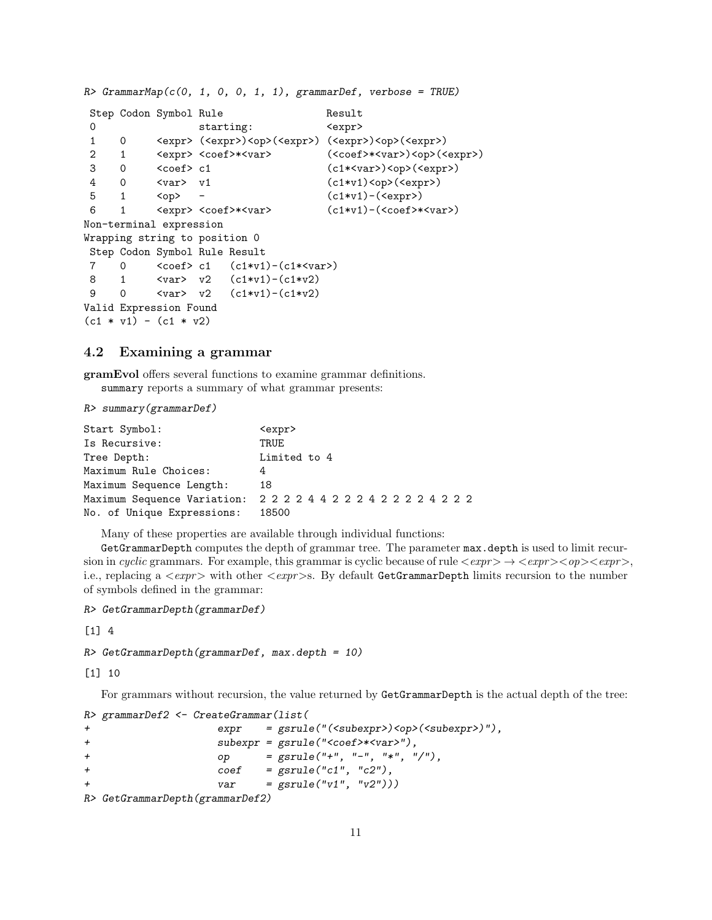```
R> GrammarMap(c(0, 1, 0, 0, 1, 1), grammarDef, verbose = TRUE)
```

```
 Step Codon Symbol Rule                 Result
 0                 starting:            <expr>
 1    0     <expr> (<expr>)<op>(<expr>) (<expr>)<op>(<expr>)
 2    1     <expr> <coef>*<var>         (<coef>*<var>)<op>(<expr>)
 3    0     <coef> c1                   (c1*<var>)<op>(<expr>)
 4    0     <var>  v1                   (c1*v1)<op>(<expr>)
 5    1     <op>   -                    (c1*v1)-(<expr>)
 6    1     <expr> <coef>*<var>         (c1*v1)-(<coef>*<var>)
Non-terminal expression
Wrapping string to position 0
 Step Codon Symbol Rule Result
 7    0     <coef> c1   (c1*v1)-(c1*<var>)
 8    1     <var>  v2   (c1*v1)-(c1*v2)
 9    0     <var>  v2   (c1*v1)-(c1*v2)
Valid Expression Found
(c1 * v1) - (c1 * v2)
```

## 4.2 Examining a grammar

**gramEvol** offers several functions to examine grammar definitions.

`summary` reports a summary of what grammar presents:

```
R> summary(grammarDef)
```

```
Start Symbol:               <expr>
Is Recursive:               TRUE
Tree Depth:                 Limited to 4
Maximum Rule Choices:       4
Maximum Sequence Length:    18
Maximum Sequence Variation: 2 2 2 2 4 4 2 2 2 4 2 2 2 2 4 2 2 2
No. of Unique Expressions:  18500
```

Many of these properties are available through individual functions:

`GetGrammarDepth` computes the depth of grammar tree. The parameter `max.depth` is used to limit recursion in *cyclic* grammars. For example, this grammar is cyclic because of rule *<expr>* → *<expr><op><expr>*, i.e., replacing a *<expr>* with other *<expr>*s. By default `GetGrammarDepth` limits recursion to the number of symbols defined in the grammar:

```
R> GetGrammarDepth(grammarDef)
```

```
[1] 4
```

```
R> GetGrammarDepth(grammarDef, max.depth = 10)
```

```
[1] 10
```

For grammars without recursion, the value returned by `GetGrammarDepth` is the actual depth of the tree:

```
R> grammarDef2 <- CreateGrammar(list(
+                     expr    = gsrule("(<subexpr>)<op>(<subexpr>)"),
+                     subexpr = gsrule("<coef>*<var>"),
+                     op      = gsrule("+", "-", "*", "/"),
+                     coef    = gsrule("c1", "c2"),
+                     var     = gsrule("v1", "v2")))
R> GetGrammarDepth(grammarDef2)
```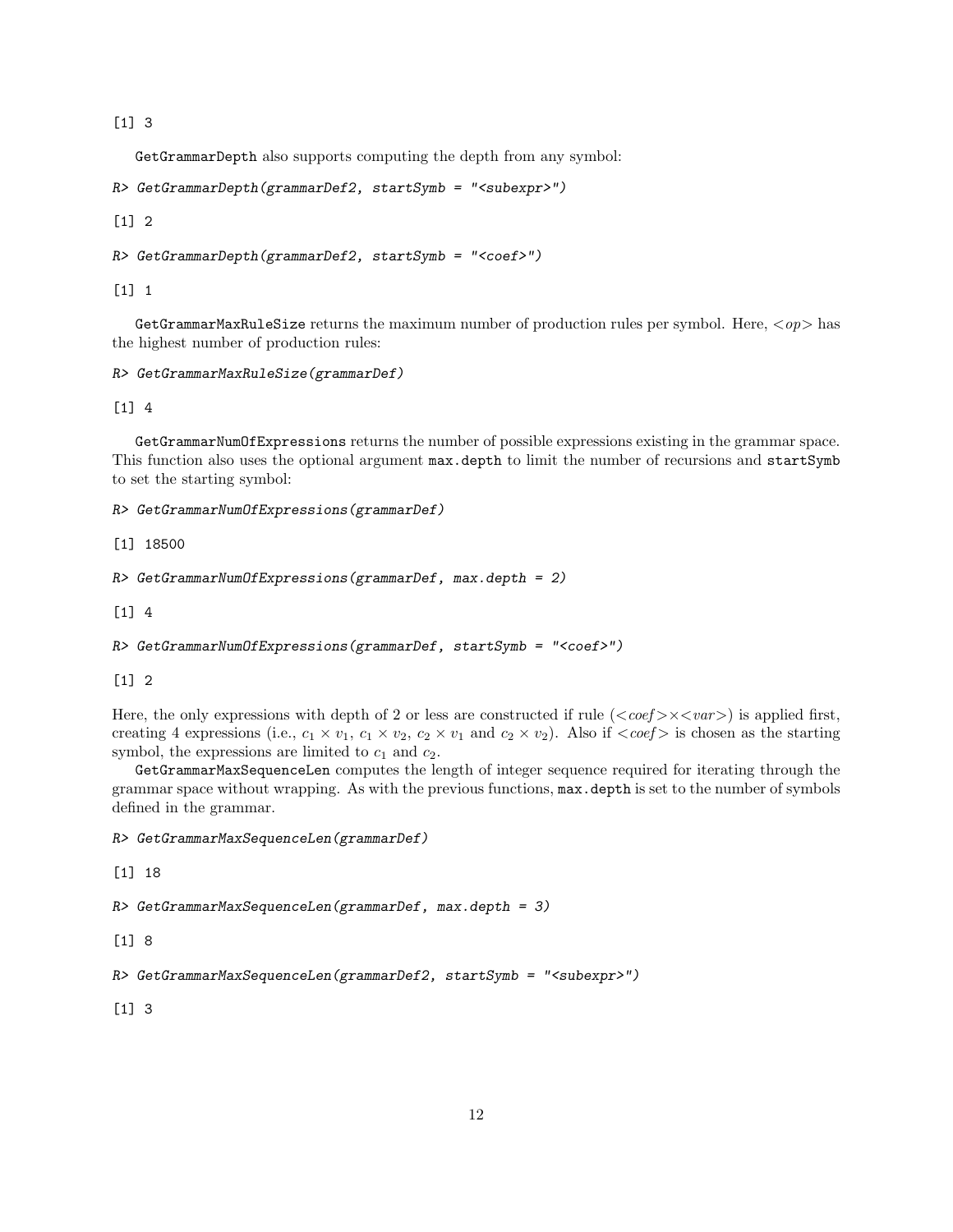```
[1] 3
```

GetGrammarDepth also supports computing the depth from any symbol:

```
R> GetGrammarDepth(grammarDef2, startSymb = "<subexpr>")
```

```
[1] 2
```

```
R> GetGrammarDepth(grammarDef2, startSymb = "<coef>")
```

```
[1] 1
```

GetGrammarMaxRuleSize returns the maximum number of production rules per symbol. Here, <*op*> has the highest number of production rules:

```
R> GetGrammarMaxRuleSize(grammarDef)
```

```
[1] 4
```

GetGrammarNumOfExpressions returns the number of possible expressions existing in the grammar space. This function also uses the optional argument max.depth to limit the number of recursions and startSymb to set the starting symbol:

```
R> GetGrammarNumOfExpressions(grammarDef)
```

```
[1] 18500
```

```
R> GetGrammarNumOfExpressions(grammarDef, max.depth = 2)
```

```
[1] 4
```

```
R> GetGrammarNumOfExpressions(grammarDef, startSymb = "<coef>")
```

```
[1] 2
```

Here, the only expressions with depth of 2 or less are constructed if rule (<*coef*>$\times$<*var*>) is applied first, creating 4 expressions (i.e., $c_1 \times v_1$, $c_1 \times v_2$, $c_2 \times v_1$ and $c_2 \times v_2$). Also if <*coef*> is chosen as the starting symbol, the expressions are limited to $c_1$ and $c_2$.

GetGrammarMaxSequenceLen computes the length of integer sequence required for iterating through the grammar space without wrapping. As with the previous functions, max.depth is set to the number of symbols defined in the grammar.

```
R> GetGrammarMaxSequenceLen(grammarDef)
```

```
[1] 18
```

```
R> GetGrammarMaxSequenceLen(grammarDef, max.depth = 3)
```

```
[1] 8
```

```
R> GetGrammarMaxSequenceLen(grammarDef2, startSymb = "<subexpr>")
```

```
[1] 3
```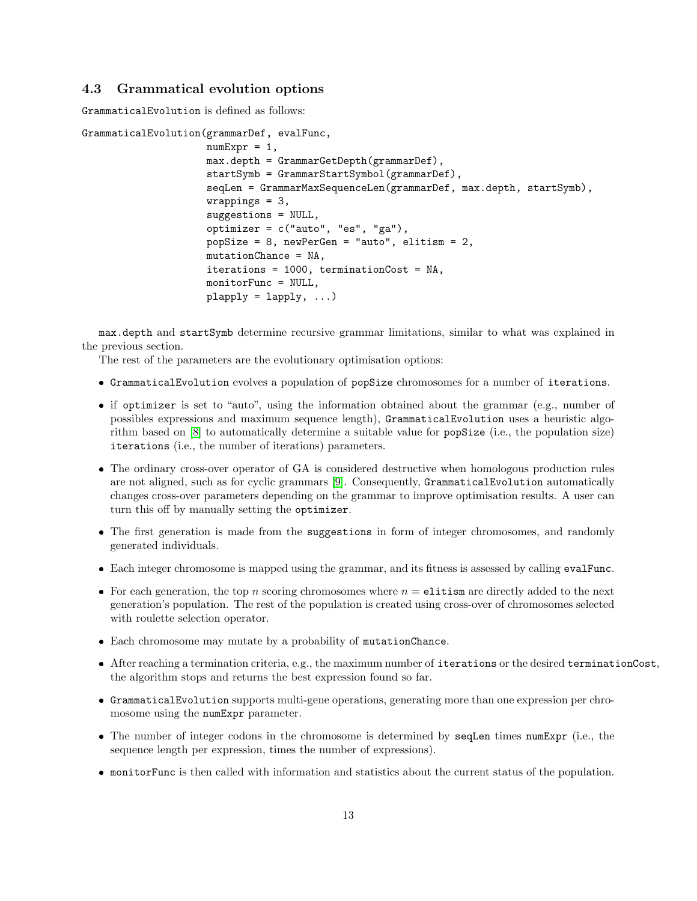### 4.3 Grammatical evolution options

GrammaticalEvolution is defined as follows:

```
GrammaticalEvolution(grammarDef, evalFunc,
                     numExpr = 1,
                     max.depth = GrammarGetDepth(grammarDef),
                     startSymb = GrammarStartSymbol(grammarDef),
                     seqLen = GrammarMaxSequenceLen(grammarDef, max.depth, startSymb),
                     wrappings = 3,
                     suggestions = NULL,
                     optimizer = c("auto", "es", "ga"),
                     popSize = 8, newPerGen = "auto", elitism = 2,
                     mutationChance = NA,
                     iterations = 1000, terminationCost = NA,
                     monitorFunc = NULL,
                     plapply = lapply, ...)
```

max.depth and startSymb determine recursive grammar limitations, similar to what was explained in the previous section.

The rest of the parameters are the evolutionary optimisation options:

- GrammaticalEvolution evolves a population of popSize chromosomes for a number of iterations.
- if optimizer is set to "auto", using the information obtained about the grammar (e.g., number of possibles expressions and maximum sequence length), GrammaticalEvolution uses a heuristic algorithm based on [8] to automatically determine a suitable value for popSize (i.e., the population size) iterations (i.e., the number of iterations) parameters.
- The ordinary cross-over operator of GA is considered destructive when homologous production rules are not aligned, such as for cyclic grammars [9]. Consequently, GrammaticalEvolution automatically changes cross-over parameters depending on the grammar to improve optimisation results. A user can turn this off by manually setting the optimizer.
- The first generation is made from the suggestions in form of integer chromosomes, and randomly generated individuals.
- Each integer chromosome is mapped using the grammar, and its fitness is assessed by calling evalFunc.
- For each generation, the top $n$ scoring chromosomes where $n =$ elitism are directly added to the next generation's population. The rest of the population is created using cross-over of chromosomes selected with roulette selection operator.
- Each chromosome may mutate by a probability of mutationChance.
- After reaching a termination criteria, e.g., the maximum number of iterations or the desired terminationCost, the algorithm stops and returns the best expression found so far.
- GrammaticalEvolution supports multi-gene operations, generating more than one expression per chromosome using the numExpr parameter.
- The number of integer codons in the chromosome is determined by seqLen times numExpr (i.e., the sequence length per expression, times the number of expressions).
- monitorFunc is then called with information and statistics about the current status of the population.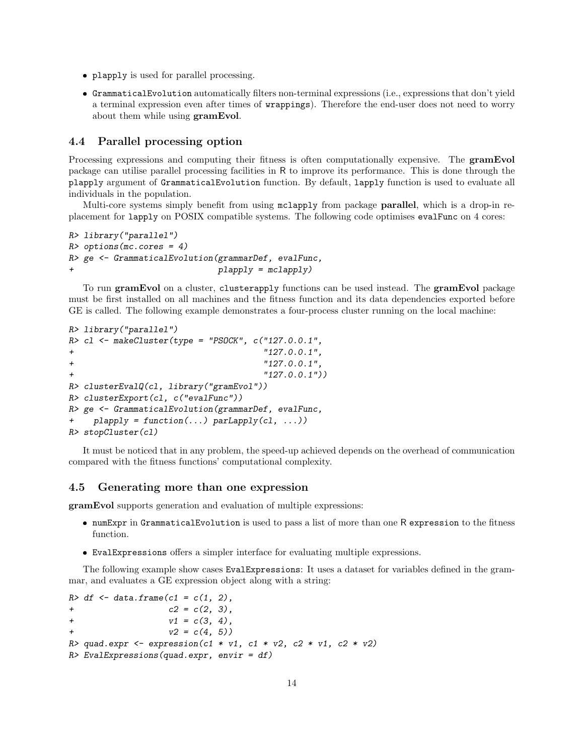- `plapply` is used for parallel processing.
- `GrammaticalEvolution` automatically filters non-terminal expressions (i.e., expressions that don't yield a terminal expression even after times of `wrappings`). Therefore the end-user does not need to worry about them while using **gramEvol**.

### 4.4 Parallel processing option

Processing expressions and computing their fitness is often computationally expensive. The **gramEvol** package can utilise parallel processing facilities in R to improve its performance. This is done through the `plapply` argument of `GrammaticalEvolution` function. By default, `lapply` function is used to evaluate all individuals in the population.

Multi-core systems simply benefit from using `mclapply` from package **parallel**, which is a drop-in replacement for `lapply` on POSIX compatible systems. The following code optimises `evalFunc` on 4 cores:

```
R> library("parallel")
R> options(mc.cores = 4)
R> ge <- GrammaticalEvolution(grammarDef, evalFunc,
+                             plapply = mclapply)
```

To run **gramEvol** on a cluster, `clusterapply` functions can be used instead. The **gramEvol** package must be first installed on all machines and the fitness function and its data dependencies exported before GE is called. The following example demonstrates a four-process cluster running on the local machine:

```
R> library("parallel")
R> cl <- makeCluster(type = "PSOCK", c("127.0.0.1",
+                                      "127.0.0.1",
+                                      "127.0.0.1",
+                                      "127.0.0.1"))
R> clusterEvalQ(cl, library("gramEvol"))
R> clusterExport(cl, c("evalFunc"))
R> ge <- GrammaticalEvolution(grammarDef, evalFunc,
+    plapply = function(...) parLapply(cl, ...))
R> stopCluster(cl)
```

It must be noticed that in any problem, the speed-up achieved depends on the overhead of communication compared with the fitness functions' computational complexity.

### 4.5 Generating more than one expression

**gramEvol** supports generation and evaluation of multiple expressions:

- `numExpr` in `GrammaticalEvolution` is used to pass a list of more than one R `expression` to the fitness function.
- `EvalExpressions` offers a simpler interface for evaluating multiple expressions.

The following example show cases `EvalExpressions`: It uses a dataset for variables defined in the grammar, and evaluates a GE expression object along with a string:

```
R> df <- data.frame(c1 = c(1, 2),
+                   c2 = c(2, 3),
+                   v1 = c(3, 4),
+                   v2 = c(4, 5))
R> quad.expr <- expression(c1 * v1, c1 * v2, c2 * v1, c2 * v2)
R> EvalExpressions(quad.expr, envir = df)
```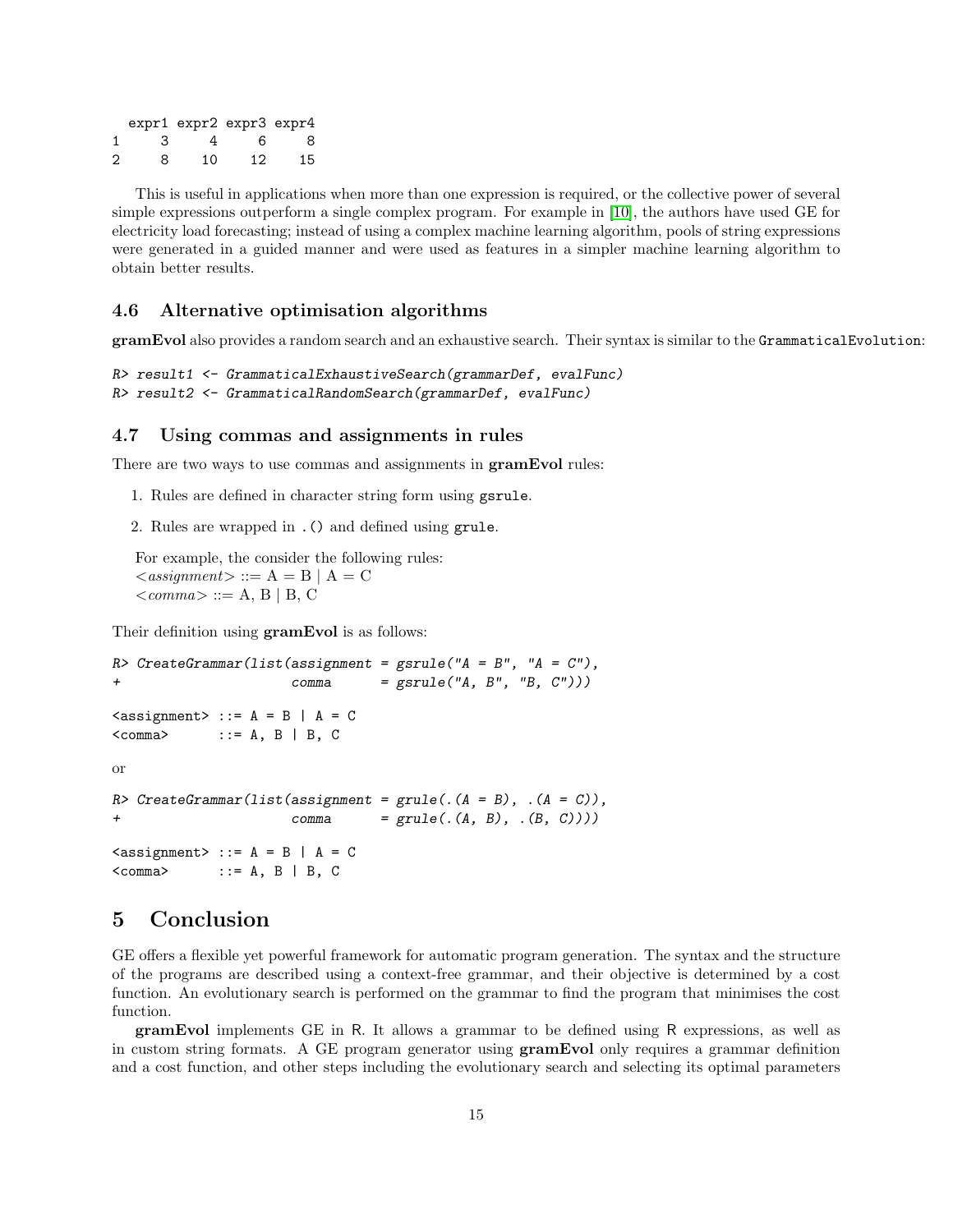```
  expr1 expr2 expr3 expr4
1     3     4     6     8
2     8    10    12    15
```

This is useful in applications when more than one expression is required, or the collective power of several simple expressions outperform a single complex program. For example in [10], the authors have used GE for electricity load forecasting; instead of using a complex machine learning algorithm, pools of string expressions were generated in a guided manner and were used as features in a simpler machine learning algorithm to obtain better results.

### 4.6 Alternative optimisation algorithms

**gramEvol** also provides a random search and an exhaustive search. Their syntax is similar to the `GrammaticalEvolution`:

```
R> result1 <- GrammaticalExhaustiveSearch(grammarDef, evalFunc)
R> result2 <- GrammaticalRandomSearch(grammarDef, evalFunc)
```

### 4.7 Using commas and assignments in rules

There are two ways to use commas and assignments in **gramEvol** rules:

1. Rules are defined in character string form using `gsrule`.
2. Rules are wrapped in `.()` and defined using `grule`.

For example, the consider the following rules:
<*assignment*> ::= A = B | A = C
<*comma*> ::= A, B | B, C

Their definition using **gramEvol** is as follows:

```
R> CreateGrammar(list(assignment = gsrule("A = B", "A = C"),
+                     comma      = gsrule("A, B", "B, C")))

<assignment> ::= A = B | A = C
<comma>      ::= A, B | B, C
```

or

```
R> CreateGrammar(list(assignment = grule(.(A = B), .(A = C)),
+                     comma      = grule(.(A, B), .(B, C))))

<assignment> ::= A = B | A = C
<comma>      ::= A, B | B, C
```

## 5 Conclusion

GE offers a flexible yet powerful framework for automatic program generation. The syntax and the structure of the programs are described using a context-free grammar, and their objective is determined by a cost function. An evolutionary search is performed on the grammar to find the program that minimises the cost function.

**gramEvol** implements GE in R. It allows a grammar to be defined using R expressions, as well as in custom string formats. A GE program generator using **gramEvol** only requires a grammar definition and a cost function, and other steps including the evolutionary search and selecting its optimal parameters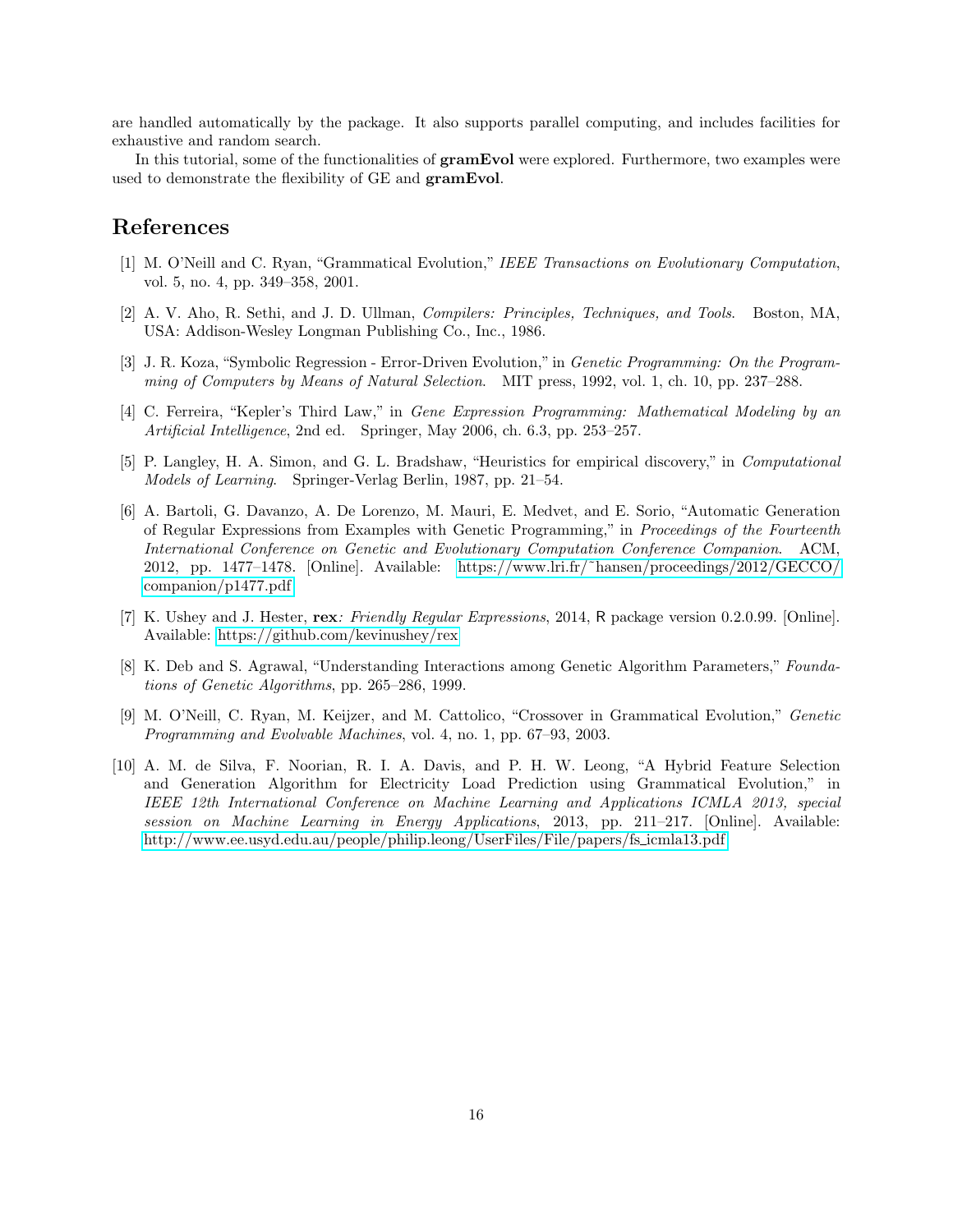are handled automatically by the package. It also supports parallel computing, and includes facilities for exhaustive and random search.

In this tutorial, some of the functionalities of **gramEvol** were explored. Furthermore, two examples were used to demonstrate the flexibility of GE and **gramEvol**.

# References

[1] M. O'Neill and C. Ryan, "Grammatical Evolution," *IEEE Transactions on Evolutionary Computation*, vol. 5, no. 4, pp. 349–358, 2001.

[2] A. V. Aho, R. Sethi, and J. D. Ullman, *Compilers: Principles, Techniques, and Tools*. Boston, MA, USA: Addison-Wesley Longman Publishing Co., Inc., 1986.

[3] J. R. Koza, "Symbolic Regression - Error-Driven Evolution," in *Genetic Programming: On the Programming of Computers by Means of Natural Selection*. MIT press, 1992, vol. 1, ch. 10, pp. 237–288.

[4] C. Ferreira, "Kepler's Third Law," in *Gene Expression Programming: Mathematical Modeling by an Artificial Intelligence*, 2nd ed. Springer, May 2006, ch. 6.3, pp. 253–257.

[5] P. Langley, H. A. Simon, and G. L. Bradshaw, "Heuristics for empirical discovery," in *Computational Models of Learning*. Springer-Verlag Berlin, 1987, pp. 21–54.

[6] A. Bartoli, G. Davanzo, A. De Lorenzo, M. Mauri, E. Medvet, and E. Sorio, "Automatic Generation of Regular Expressions from Examples with Genetic Programming," in *Proceedings of the Fourteenth International Conference on Genetic and Evolutionary Computation Conference Companion*. ACM, 2012, pp. 1477–1478. [Online]. Available: https://www.lri.fr/~hansen/proceedings/2012/GECCO/companion/p1477.pdf

[7] K. Ushey and J. Hester, **rex***: Friendly Regular Expressions*, 2014, R package version 0.2.0.99. [Online]. Available: https://github.com/kevinushey/rex

[8] K. Deb and S. Agrawal, "Understanding Interactions among Genetic Algorithm Parameters," *Foundations of Genetic Algorithms*, pp. 265–286, 1999.

[9] M. O'Neill, C. Ryan, M. Keijzer, and M. Cattolico, "Crossover in Grammatical Evolution," *Genetic Programming and Evolvable Machines*, vol. 4, no. 1, pp. 67–93, 2003.

[10] A. M. de Silva, F. Noorian, R. I. A. Davis, and P. H. W. Leong, "A Hybrid Feature Selection and Generation Algorithm for Electricity Load Prediction using Grammatical Evolution," in *IEEE 12th International Conference on Machine Learning and Applications ICMLA 2013, special session on Machine Learning in Energy Applications*, 2013, pp. 211–217. [Online]. Available: http://www.ee.usyd.edu.au/people/philip.leong/UserFiles/File/papers/fs_icmla13.pdf